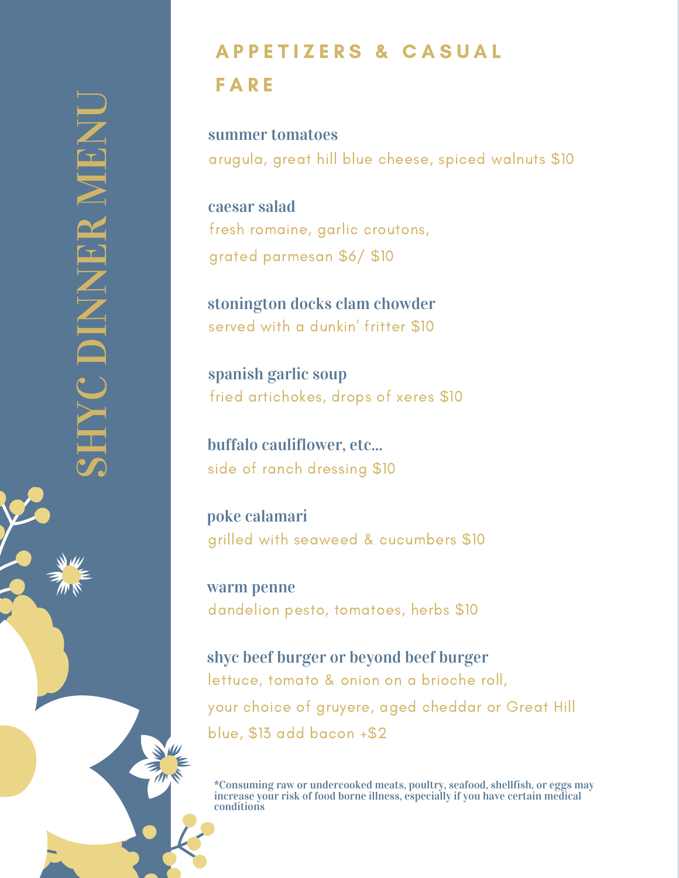# SHYC DINNER MENU

## APPETIZERS & CASUAL FARE

**summer tomatoes**
arugula, great hill blue cheese, spiced walnuts $10

**caesar salad**
fresh romaine, garlic croutons,
grated parmesan $6/ $10

**stonington docks clam chowder**
served with a dunkin' fritter $10

**spanish garlic soup**
fried artichokes, drops of xeres $10

**buffalo cauliflower, etc...**
side of ranch dressing $10

**poke calamari**
grilled with seaweed & cucumbers $10

**warm penne**
dandelion pesto, tomatoes, herbs $10

**shyc beef burger or beyond beef burger**
lettuce, tomato & onion on a brioche roll,
your choice of gruyere, aged cheddar or Great Hill
blue, $13 add bacon +$2

**\*Consuming raw or undercooked meats, poultry, seafood, shellfish, or eggs may increase your risk of food borne illness, especially if you have certain medical conditions**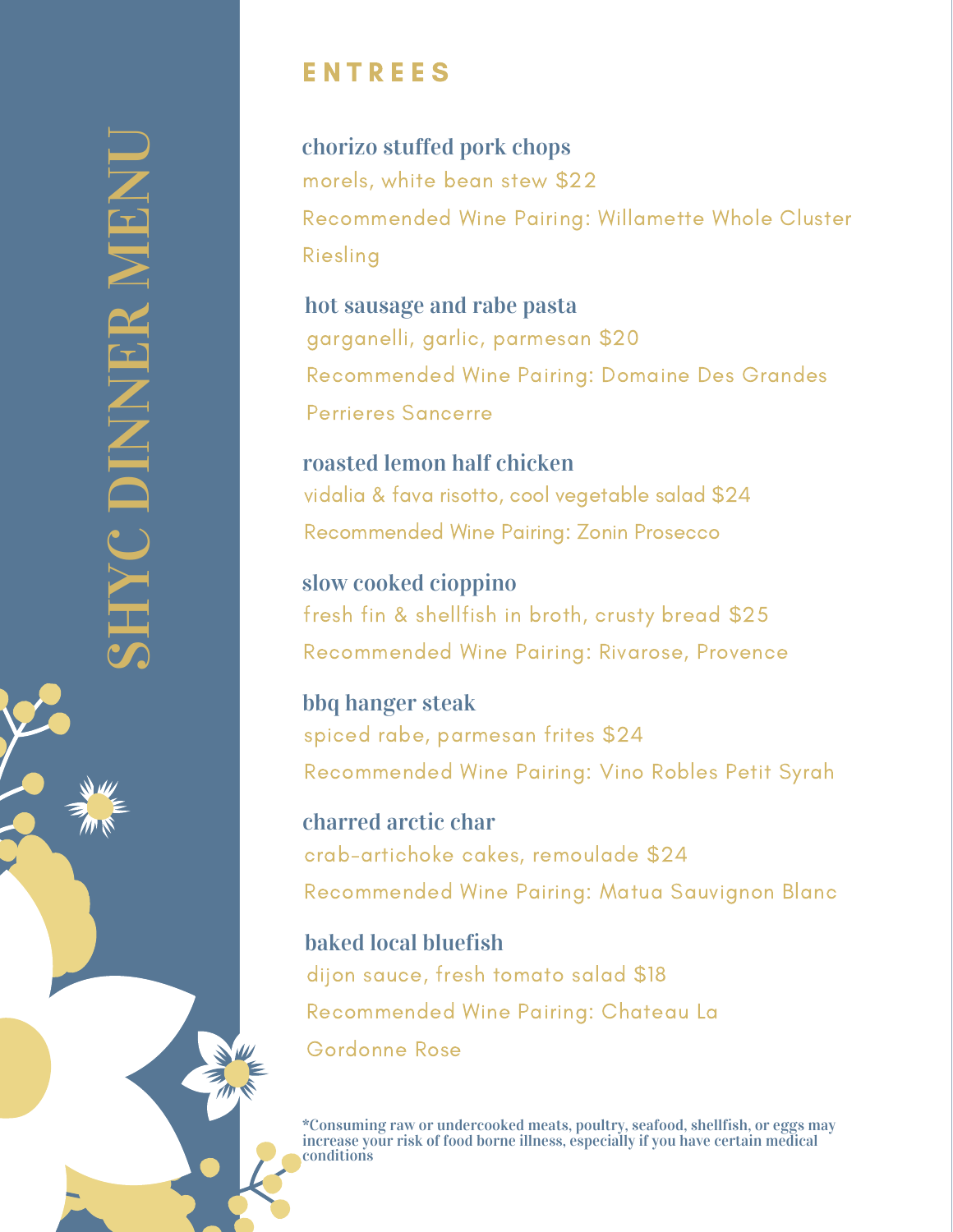# SHYC DINNER MENU

## ENTREES

**chorizo stuffed pork chops**
morels, white bean stew $22
Recommended Wine Pairing: Willamette Whole Cluster Riesling

**hot sausage and rabe pasta**
garganelli, garlic, parmesan $20
Recommended Wine Pairing: Domaine Des Grandes Perrieres Sancerre

**roasted lemon half chicken**
vidalia & fava risotto, cool vegetable salad $24
Recommended Wine Pairing: Zonin Prosecco

**slow cooked cioppino**
fresh fin & shellfish in broth, crusty bread $25
Recommended Wine Pairing: Rivarose, Provence

**bbq hanger steak**
spiced rabe, parmesan frites $24
Recommended Wine Pairing: Vino Robles Petit Syrah

**charred arctic char**
crab-artichoke cakes, remoulade $24
Recommended Wine Pairing: Matua Sauvignon Blanc

**baked local bluefish**
dijon sauce, fresh tomato salad $18
Recommended Wine Pairing: Chateau La Gordonne Rose

**\*Consuming raw or undercooked meats, poultry, seafood, shellfish, or eggs may increase your risk of food borne illness, especially if you have certain medical conditions**